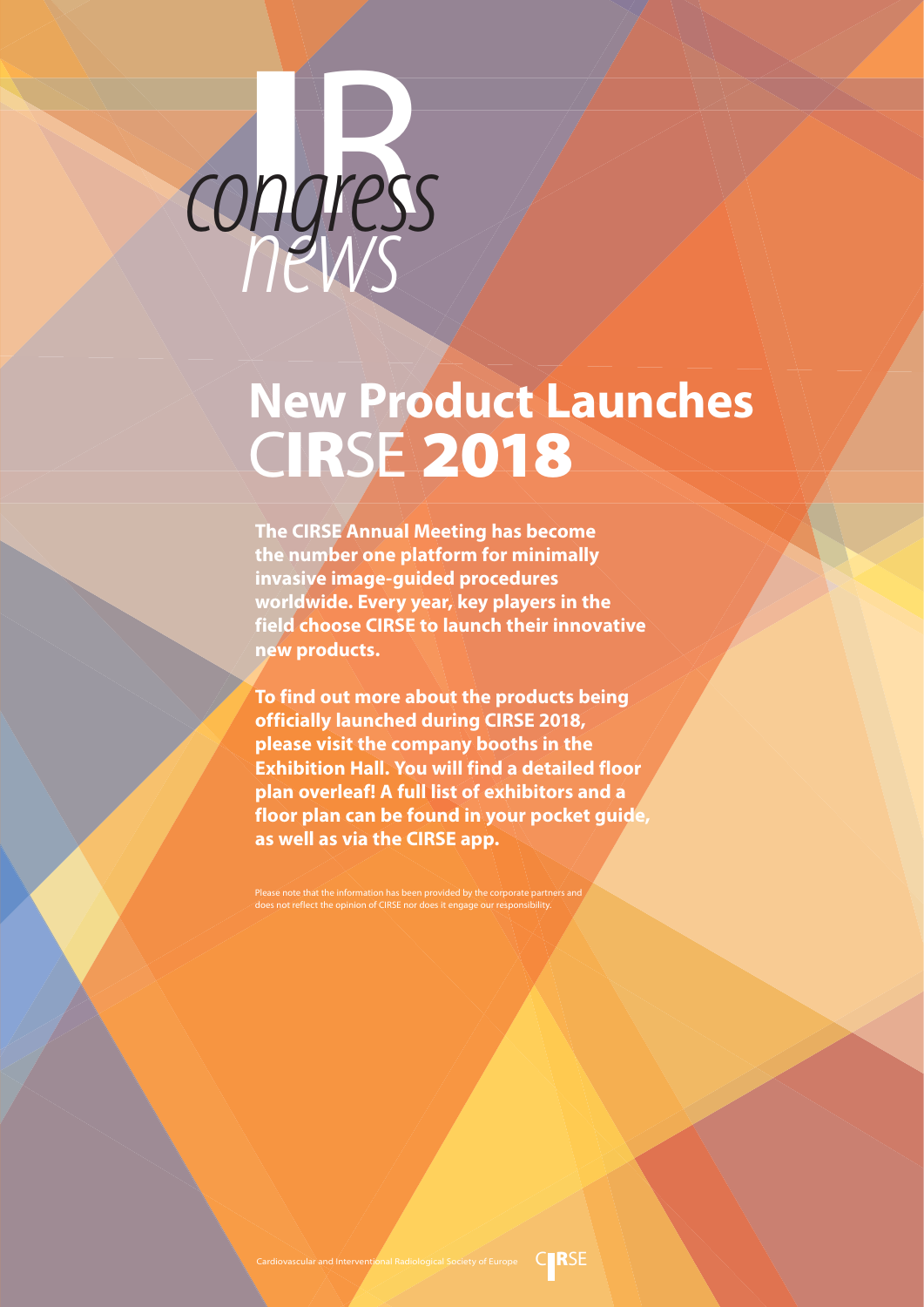# IR *congress news*

# New Product Launches CIRSE 2018

**The CIRSE Annual Meeting has become the number one platform for minimally invasive image-guided procedures worldwide. Every year, key players in the field choose CIRSE to launch their innovative new products.**

**To find out more about the products being officially launched during CIRSE 2018, please visit the company booths in the Exhibition Hall. You will find a detailed floor plan overleaf! A full list of exhibitors and a floor plan can be found in your pocket guide, as well as via the CIRSE app.**

Please note that the information has been provided by the corporate partners and does not reflect the opinion of CIRSE nor does it engage our responsibility.

Cardiovascular and Interventional Radiological Society of Europe CIRSE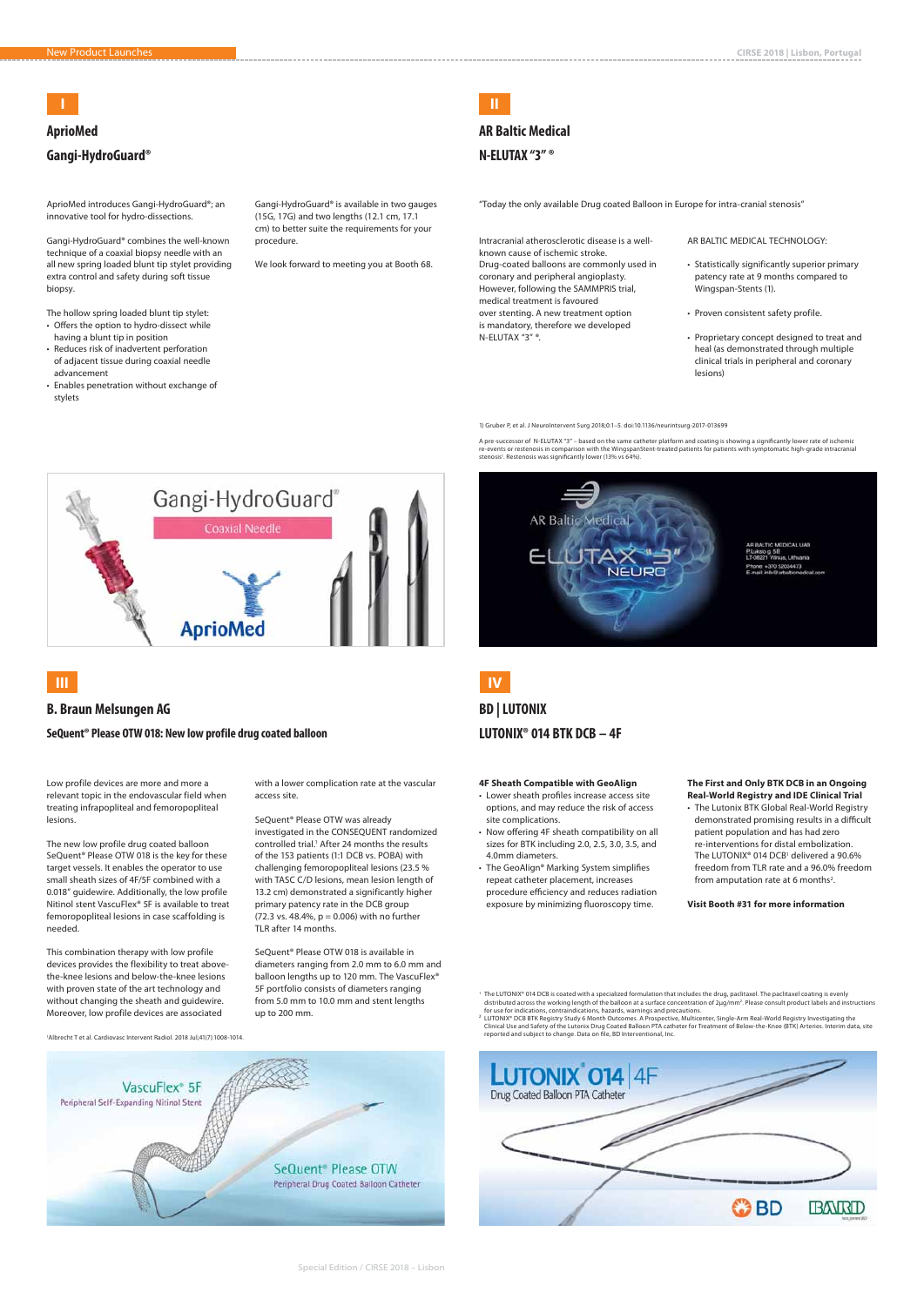## I

## AprioMed

## Gangi-HydroGuard®

AprioMed introduces Gangi-HydroGuard®; an innovative tool for hydro-dissections.

Gangi-HydroGuard® combines the well-known technique of a coaxial biopsy needle with an all new spring loaded blunt tip stylet providing extra control and safety during soft tissue biopsy.

The hollow spring loaded blunt tip stylet:

- Offers the option to hydro-dissect while having a blunt tip in position
- Reduces risk of inadvertent perforation of adjacent tissue during coaxial needle advancement
- Enables penetration without exchange of stylets

Gangi-HydroGuard® is available in two gauges (15G, 17G) and two lengths (12.1 cm, 17.1 cm) to better suite the requirements for your procedure.

We look forward to meeting you at Booth 68.

## II

## AR Baltic Medical

## N-ELUTAX "3" ®

"Today the only available Drug coated Balloon in Europe for intra-cranial stenosis"

Intracranial atherosclerotic disease is a well-known cause of ischemic stroke. Drug-coated balloons are commonly used in coronary and peripheral angioplasty. However, following the SAMMPRIS trial, medical treatment is favoured over stenting. A new treatment option is mandatory, therefore we developed N-ELUTAX "3" ®.

AR BALTIC MEDICAL TECHNOLOGY:

- Statistically significantly superior primary patency rate at 9 months compared to Wingspan-Stents (1).
- Proven consistent safety profile.
- Proprietary concept designed to treat and heal (as demonstrated through multiple clinical trials in peripheral and coronary lesions)

1) Gruber P, et al. J NeuroIntervent Surg 2018;0:1–5. doi:10.1136/neurintsurg-2017-013699

A pre-successor of N-ELUTAX "3" – based on the same catheter platform and coating is showing a significantly lower rate of ischemic re-events or restenosis in comparison with the WingspanStent-treated patients for patients with symptomatic high-grade intracranial stenosis[1]. Restenosis was significantly lower (13% vs 64%).

## III

## B. Braun Melsungen AG

### SeQuent® Please OTW 018: New low profile drug coated balloon

Low profile devices are more and more a relevant topic in the endovascular field when treating infrapopliteal and femoropopliteal lesions.

The new low profile drug coated balloon SeQuent® Please OTW 018 is the key for these target vessels. It enables the operator to use small sheath sizes of 4F/5F combined with a 0.018" guidewire. Additionally, the low profile Nitinol stent VascuFlex® 5F is available to treat femoropopliteal lesions in case scaffolding is needed.

This combination therapy with low profile devices provides the flexibility to treat above-the-knee lesions and below-the-knee lesions with proven state of the art technology and without changing the sheath and guidewire. Moreover, low profile devices are associated with a lower complication rate at the vascular access site.

SeQuent® Please OTW was already investigated in the CONSEQUENT randomized controlled trial.[1] After 24 months the results of the 153 patients (1:1 DCB vs. POBA) with challenging femoropopliteal lesions (23.5 % with TASC C/D lesions, mean lesion length of 13.2 cm) demonstrated a significantly higher primary patency rate in the DCB group (72.3 vs. 48.4%, $p = 0.006$) with no further TLR after 14 months.

SeQuent® Please OTW 018 is available in diameters ranging from 2.0 mm to 6.0 mm and balloon lengths up to 120 mm. The VascuFlex® 5F portfolio consists of diameters ranging from 5.0 mm to 10.0 mm and stent lengths up to 200 mm.

[1]Albrecht T et al. Cardiovasc Intervent Radiol. 2018 Jul;41(7):1008-1014.

## IV

## BD | LUTONIX

## LUTONIX® 014 BTK DCB – 4F

**4F Sheath Compatible with GeoAlign**

- Lower sheath profiles increase access site options, and may reduce the risk of access site complications.
- Now offering 4F sheath compatibility on all sizes for BTK including 2.0, 2.5, 3.0, 3.5, and 4.0mm diameters.
- The GeoAlign® Marking System simplifies repeat catheter placement, increases procedure efficiency and reduces radiation exposure by minimizing fluoroscopy time.

**The First and Only BTK DCB in an Ongoing Real-World Registry and IDE Clinical Trial**

- The Lutonix BTK Global Real-World Registry demonstrated promising results in a difficult patient population and has had zero re-interventions for distal embolization. The LUTONIX® 014 DCB[1] delivered a 90.6% freedom from TLR rate and a 96.0% freedom from amputation rate at 6 months[2].

**Visit Booth #31 for more information**

[1] The LUTONIX® 014 DCB is coated with a specialized formulation that includes the drug, paclitaxel. The paclitaxel coating is evenly distributed across the working length of the balloon at a surface concentration of 2μg/mm². Please consult product labels and instructions for use for indications, contraindications, hazards, warnings and precautions.

[2] LUTONIX® DCB BTK Registry Study 6 Month Outcomes. A Prospective, Multicenter, Single-Arm Real-World Registry Investigating the Clinical Use and Safety of the Lutonix Drug Coated Balloon PTA catheter for Treatment of Below-the-Knee (BTK) Arteries. Interim data, site reported and subject to change. Data on file, BD Interventional, Inc.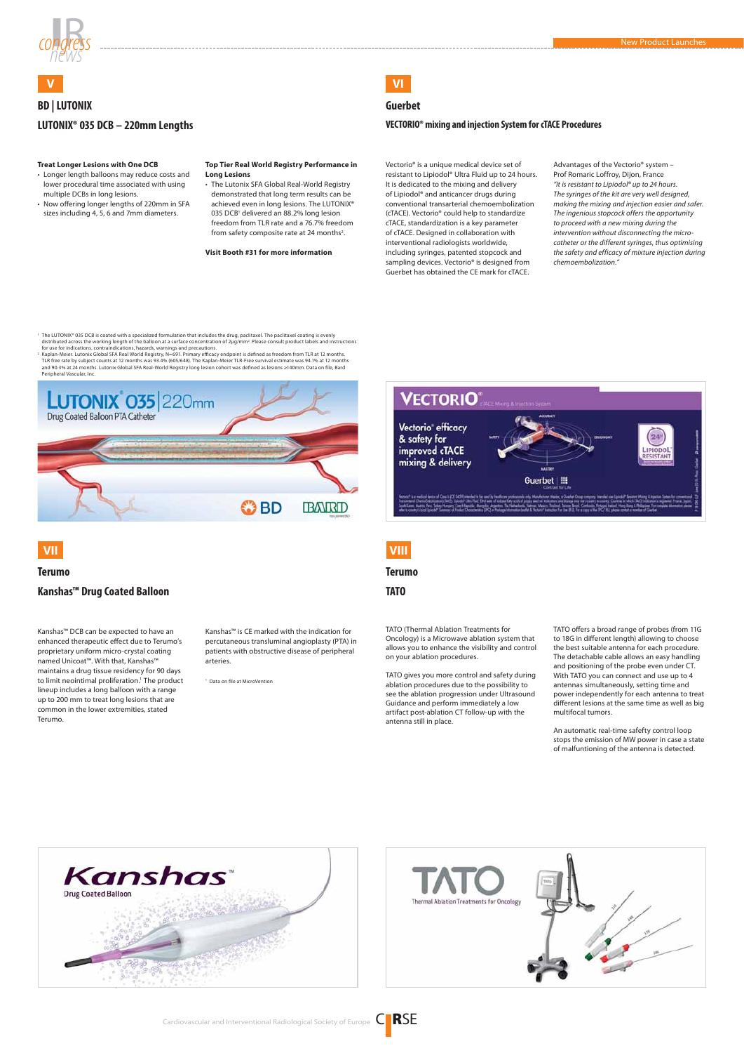## V

### BD | LUTONIX

### LUTONIX® 035 DCB – 220mm Lengths

**Treat Longer Lesions with One DCB**

- Longer length balloons may reduce costs and lower procedural time associated with using multiple DCBs in long lesions.
- Now offering longer lengths of 220mm in SFA sizes including 4, 5, 6 and 7mm diameters.

**Top Tier Real World Registry Performance in Long Lesions**

- The Lutonix SFA Global Real-World Registry demonstrated that long term results can be achieved even in long lesions. The LUTONIX® 035 DCB[1] delivered an 88.2% long lesion freedom from TLR rate and a 76.7% freedom from safety composite rate at 24 months[2].

**Visit Booth #31 for more information**

[1] The LUTONIX® 035 DCB is coated with a specialized formulation that includes the drug, paclitaxel. The paclitaxel coating is evenly distributed across the working length of the balloon at a surface concentration of 2μg/mm². Please consult product labels and instructions for use for indications, contraindications, hazards, warnings and precautions.

[2] Kaplan-Meier. Lutonix Global SFA Real World Registry, N=691. Primary efficacy endpoint is defined as freedom from TLR at 12 months. TLR free rate by subject counts at 12 months was 93.4% (605/648). The Kaplan-Meier TLR-Free survival estimate was 94.1% at 12 months and 90.3% at 24 months. Lutonix Global SFA Real-World Registry long lesion cohort was defined as lesions ≥140mm. Data on file, Bard Peripheral Vascular, Inc.

## VI

### Guerbet

### VECTORIO® mixing and injection System for cTACE Procedures

Vectorio® is a unique medical device set of resistant to Lipiodol® Ultra Fluid up to 24 hours. It is dedicated to the mixing and delivery of Lipiodol® and anticancer drugs during conventional transarterial chemoembolization (cTACE). Vectorio® could help to standardize cTACE, standardization is a key parameter of cTACE. Designed in collaboration with interventional radiologists worldwide, including syringes, patented stopcock and sampling devices. Vectorio® is designed from Guerbet has obtained the CE mark for cTACE.

Advantages of the Vectorio® system – Prof Romaric Loffroy, Dijon, France

*"It is resistant to Lipiodol® up to 24 hours. The syringes of the kit are very well designed, making the mixing and injection easier and safer. The ingenious stopcock offers the opportunity to proceed with a new mixing during the intervention without disconnecting the micro-catheter or the different syringes, thus optimising the safety and efficacy of mixture injection during chemoembolization."*

## VII

### Terumo

### Kanshas™ Drug Coated Balloon

Kanshas™ DCB can be expected to have an enhanced therapeutic effect due to Terumo's proprietary uniform micro-crystal coating named Unicoat™. With that, Kanshas™ maintains a drug tissue residency for 90 days to limit neointimal proliferation.[1] The product lineup includes a long balloon with a range up to 200 mm to treat long lesions that are common in the lower extremities, stated Terumo.

Kanshas™ is CE marked with the indication for percutaneous transluminal angioplasty (PTA) in patients with obstructive disease of peripheral arteries.

[1] Data on file at MicroVention

## VIII

### Terumo

### TATO

TATO (Thermal Ablation Treatments for Oncology) is a Microwave ablation system that allows you to enhance the visibility and control on your ablation procedures.

TATO gives you more control and safety during ablation procedures due to the possibility to see the ablation progression under Ultrasound Guidance and perform immediately a low artifact post-ablation CT follow-up with the antenna still in place.

TATO offers a broad range of probes (from 11G to 18G in different length) allowing to choose the best suitable antenna for each procedure. The detachable cable allows an easy handling and positioning of the probe even under CT. With TATO you can connect and use up to 4 antennas simultaneously, setting time and power independently for each antenna to treat different lesions at the same time as well as big multifocal tumors.

An automatic real-time safety control loop stops the emission of MW power in case a state of malfunctioning of the antenna is detected.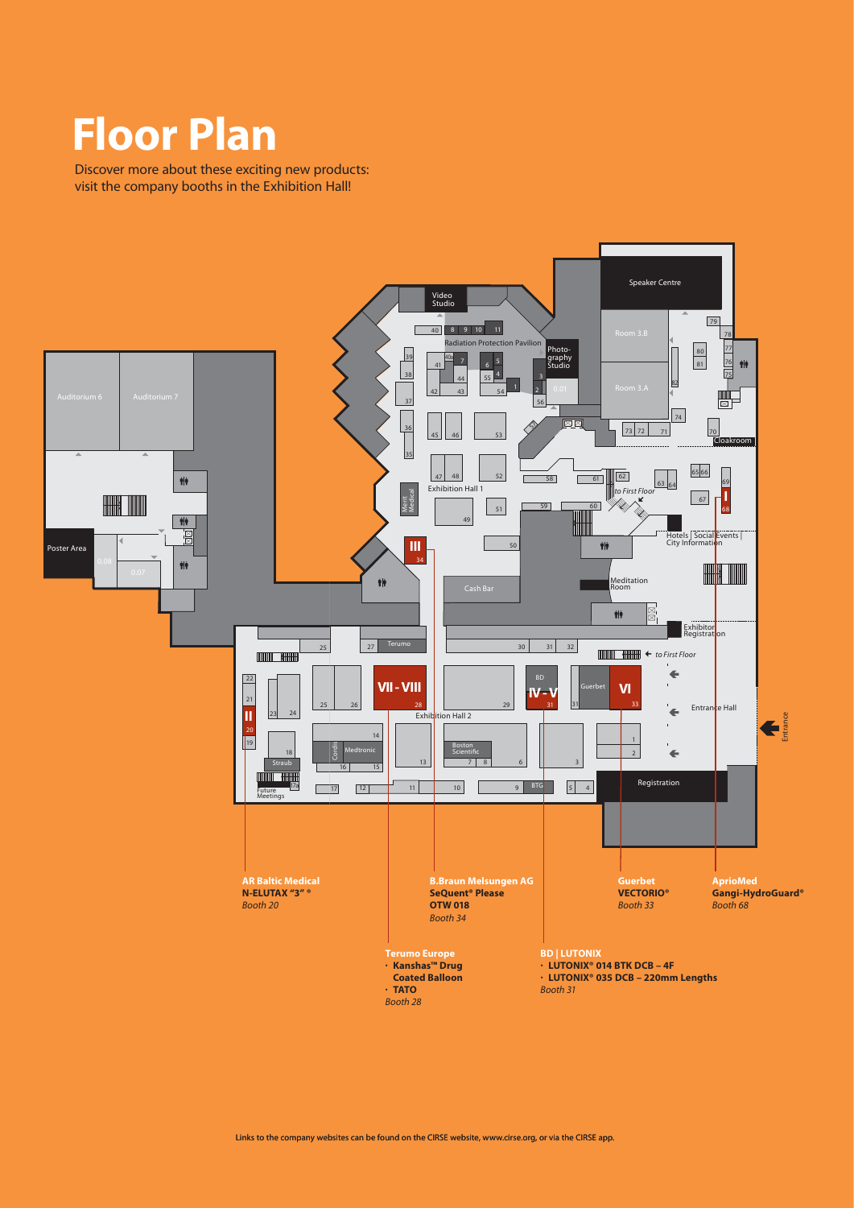# Floor Plan

Discover more about these exciting new products: visit the company booths in the Exhibition Hall!

**AR Baltic Medical**
**N-ELUTAX "3" ®**
*Booth 20*

**B.Braun Melsungen AG**
**SeQuent® Please**
**OTW 018**
*Booth 34*

**Guerbet**
**VECTORIO®**
*Booth 33*

**AprioMed**
**Gangi-HydroGuard®**
*Booth 68*

**Terumo Europe**
- **Kanshas™ Drug Coated Balloon**
- **TATO**

*Booth 28*

**BD | LUTONIX**
- **LUTONIX® 014 BTK DCB – 4F**
- **LUTONIX® 035 DCB – 220mm Lengths**

*Booth 31*

Links to the company websites can be found on the CIRSE website, www.cirse.org, or via the CIRSE app.